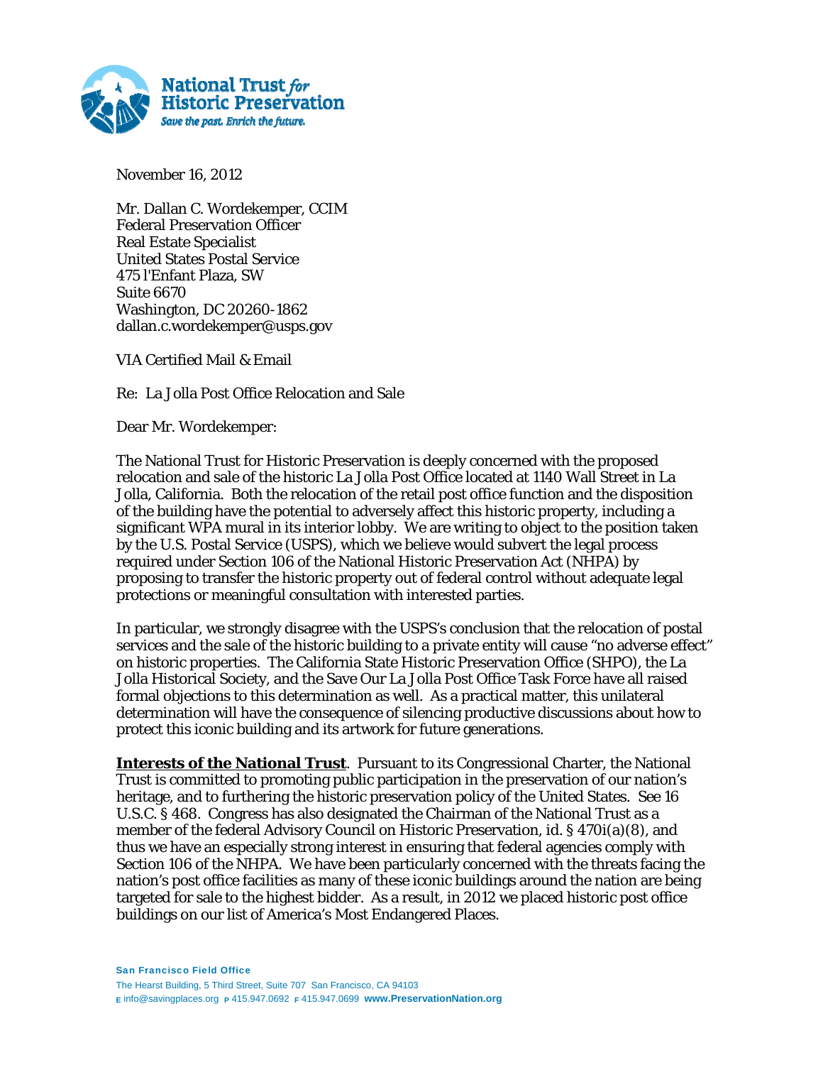National Trust for Historic Preservation
*Save the past. Enrich the future.*

November 16, 2012

Mr. Dallan C. Wordekemper, CCIM
Federal Preservation Officer
Real Estate Specialist
United States Postal Service
475 l'Enfant Plaza, SW
Suite 6670
Washington, DC 20260-1862
dallan.c.wordekemper@usps.gov

VIA Certified Mail & Email

Re: La Jolla Post Office Relocation and Sale

Dear Mr. Wordekemper:

The National Trust for Historic Preservation is deeply concerned with the proposed relocation and sale of the historic La Jolla Post Office located at 1140 Wall Street in La Jolla, California. Both the relocation of the retail post office function and the disposition of the building have the potential to adversely affect this historic property, including a significant WPA mural in its interior lobby. We are writing to object to the position taken by the U.S. Postal Service (USPS), which we believe would subvert the legal process required under Section 106 of the National Historic Preservation Act (NHPA) by proposing to transfer the historic property out of federal control without adequate legal protections or meaningful consultation with interested parties.

In particular, we strongly disagree with the USPS's conclusion that the relocation of postal services and the sale of the historic building to a private entity will cause "no adverse effect" on historic properties. The California State Historic Preservation Office (SHPO), the La Jolla Historical Society, and the Save Our La Jolla Post Office Task Force have all raised formal objections to this determination as well. As a practical matter, this unilateral determination will have the consequence of silencing productive discussions about how to protect this iconic building and its artwork for future generations.

**Interests of the National Trust**. Pursuant to its Congressional Charter, the National Trust is committed to promoting public participation in the preservation of our nation's heritage, and to furthering the historic preservation policy of the United States. See 16 U.S.C. § 468. Congress has also designated the Chairman of the National Trust as a member of the federal Advisory Council on Historic Preservation, id. § 470i(a)(8), and thus we have an especially strong interest in ensuring that federal agencies comply with Section 106 of the NHPA. We have been particularly concerned with the threats facing the nation's post office facilities as many of these iconic buildings around the nation are being targeted for sale to the highest bidder. As a result, in 2012 we placed historic post office buildings on our list of America's Most Endangered Places.

**San Francisco Field Office**
The Hearst Building, 5 Third Street, Suite 707 San Francisco, CA 94103
E info@savingplaces.org P 415.947.0692 F 415.947.0699 **www.PreservationNation.org**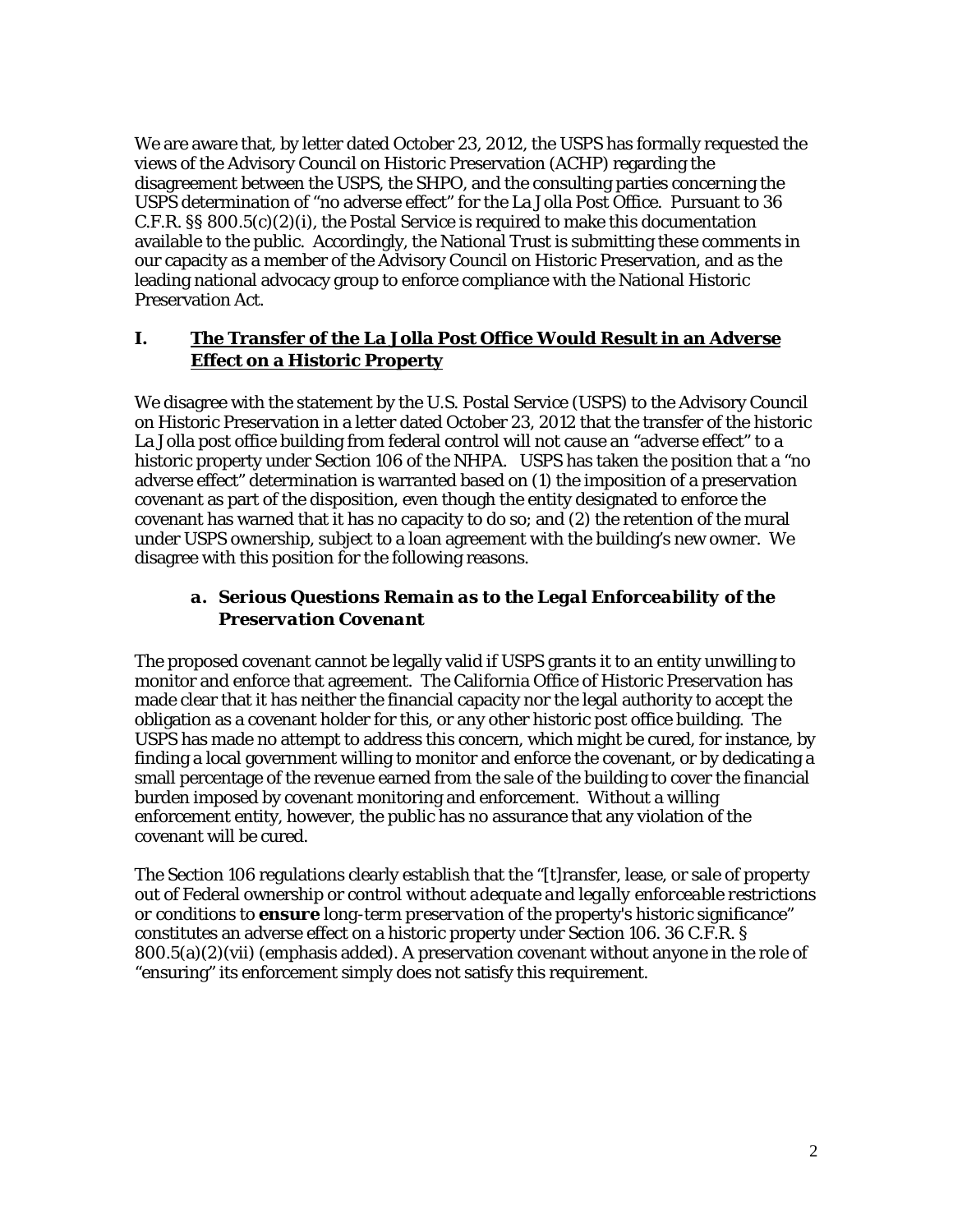We are aware that, by letter dated October 23, 2012, the USPS has formally requested the views of the Advisory Council on Historic Preservation (ACHP) regarding the disagreement between the USPS, the SHPO, and the consulting parties concerning the USPS determination of "no adverse effect" for the La Jolla Post Office. Pursuant to 36 C.F.R. §§ 800.5(c)(2)(i), the Postal Service is required to make this documentation available to the public. Accordingly, the National Trust is submitting these comments in our capacity as a member of the Advisory Council on Historic Preservation, and as the leading national advocacy group to enforce compliance with the National Historic Preservation Act.

## I. <u>The Transfer of the La Jolla Post Office Would Result in an Adverse Effect on a Historic Property</u>

We disagree with the statement by the U.S. Postal Service (USPS) to the Advisory Council on Historic Preservation in a letter dated October 23, 2012 that the transfer of the historic La Jolla post office building from federal control will not cause an "adverse effect" to a historic property under Section 106 of the NHPA. USPS has taken the position that a "no adverse effect" determination is warranted based on (1) the imposition of a preservation covenant as part of the disposition, even though the entity designated to enforce the covenant has warned that it has no capacity to do so; and (2) the retention of the mural under USPS ownership, subject to a loan agreement with the building's new owner. We disagree with this position for the following reasons.

### a. *Serious Questions Remain as to the Legal Enforceability of the Preservation Covenant*

The proposed covenant cannot be legally valid if USPS grants it to an entity unwilling to monitor and enforce that agreement. The California Office of Historic Preservation has made clear that it has neither the financial capacity nor the legal authority to accept the obligation as a covenant holder for this, or any other historic post office building. The USPS has made no attempt to address this concern, which might be cured, for instance, by finding a local government willing to monitor and enforce the covenant, or by dedicating a small percentage of the revenue earned from the sale of the building to cover the financial burden imposed by covenant monitoring and enforcement. Without a willing enforcement entity, however, the public has no assurance that any violation of the covenant will be cured.

The Section 106 regulations clearly establish that the "[t]ransfer, lease, or sale of property out of Federal ownership or control *without adequate and legally enforceable restrictions or conditions to* ***ensure*** *long-term preservation of the property's historic significance*" constitutes an adverse effect on a historic property under Section 106. 36 C.F.R. § 800.5(a)(2)(vii) (emphasis added). A preservation covenant without anyone in the role of "ensuring" its enforcement simply does not satisfy this requirement.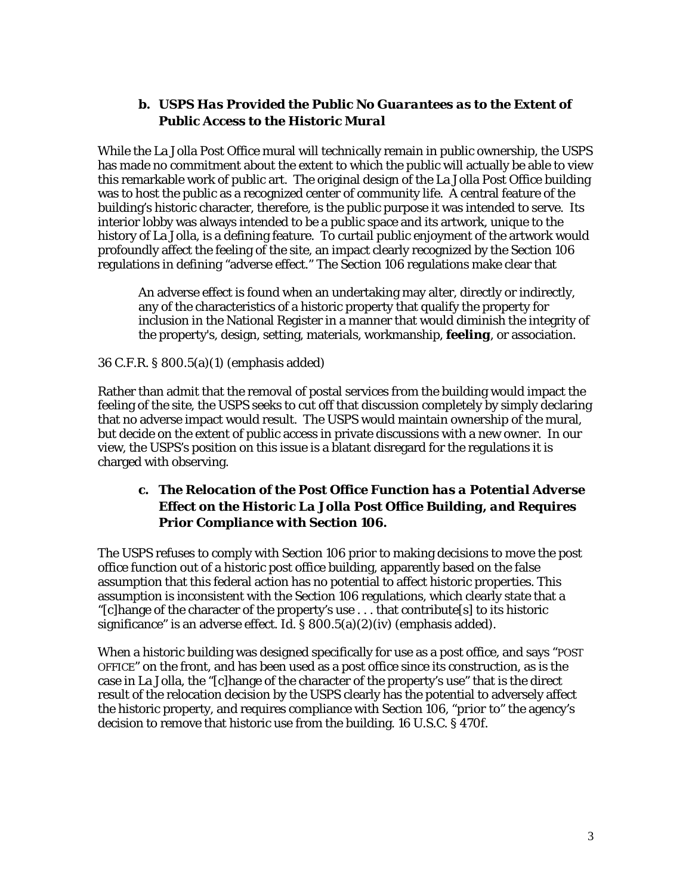### b. *USPS Has Provided the Public No Guarantees as to the Extent of Public Access to the Historic Mural*

While the La Jolla Post Office mural will technically remain in public ownership, the USPS has made no commitment about the extent to which the public will actually be able to view this remarkable work of public art. The original design of the La Jolla Post Office building was to host the public as a recognized center of community life. A central feature of the building's historic character, therefore, is the public purpose it was intended to serve. Its interior lobby was always intended to be a public space and its artwork, unique to the history of La Jolla, is a defining feature. To curtail public enjoyment of the artwork would profoundly affect the feeling of the site, an impact clearly recognized by the Section 106 regulations in defining "adverse effect." The Section 106 regulations make clear that

> An adverse effect is found when an undertaking may alter, directly or indirectly, any of the characteristics of a historic property that qualify the property for inclusion in the National Register in a manner that would diminish the integrity of the property's, design, setting, materials, workmanship, **feeling**, or association.

36 C.F.R. § 800.5(a)(1) (emphasis added)

Rather than admit that the removal of postal services from the building would impact the feeling of the site, the USPS seeks to cut off that discussion completely by simply declaring that no adverse impact would result. The USPS would maintain ownership of the mural, but decide on the extent of public access in private discussions with a new owner. In our view, the USPS's position on this issue is a blatant disregard for the regulations it is charged with observing.

### c. *The Relocation of the Post Office Function has a Potential Adverse Effect on the Historic La Jolla Post Office Building, and Requires Prior Compliance with Section 106.*

The USPS refuses to comply with Section 106 prior to making decisions to move the post office function out of a historic post office building, apparently based on the false assumption that this federal action has no potential to affect historic properties. This assumption is inconsistent with the Section 106 regulations, which clearly state that a "[c]hange of the character of the property's use . . . that contribute[s] to its historic significance" is an adverse effect. Id. § 800.5(a)(2)(iv) (emphasis added).

When a historic building was designed specifically for use as a post office, and says "POST OFFICE" on the front, and has been used as a post office since its construction, as is the case in La Jolla, the "[c]hange of the character of the property's use" that is the direct result of the relocation decision by the USPS clearly has the potential to adversely affect the historic property, and requires compliance with Section 106, "prior to" the agency's decision to remove that historic use from the building. 16 U.S.C. § 470f.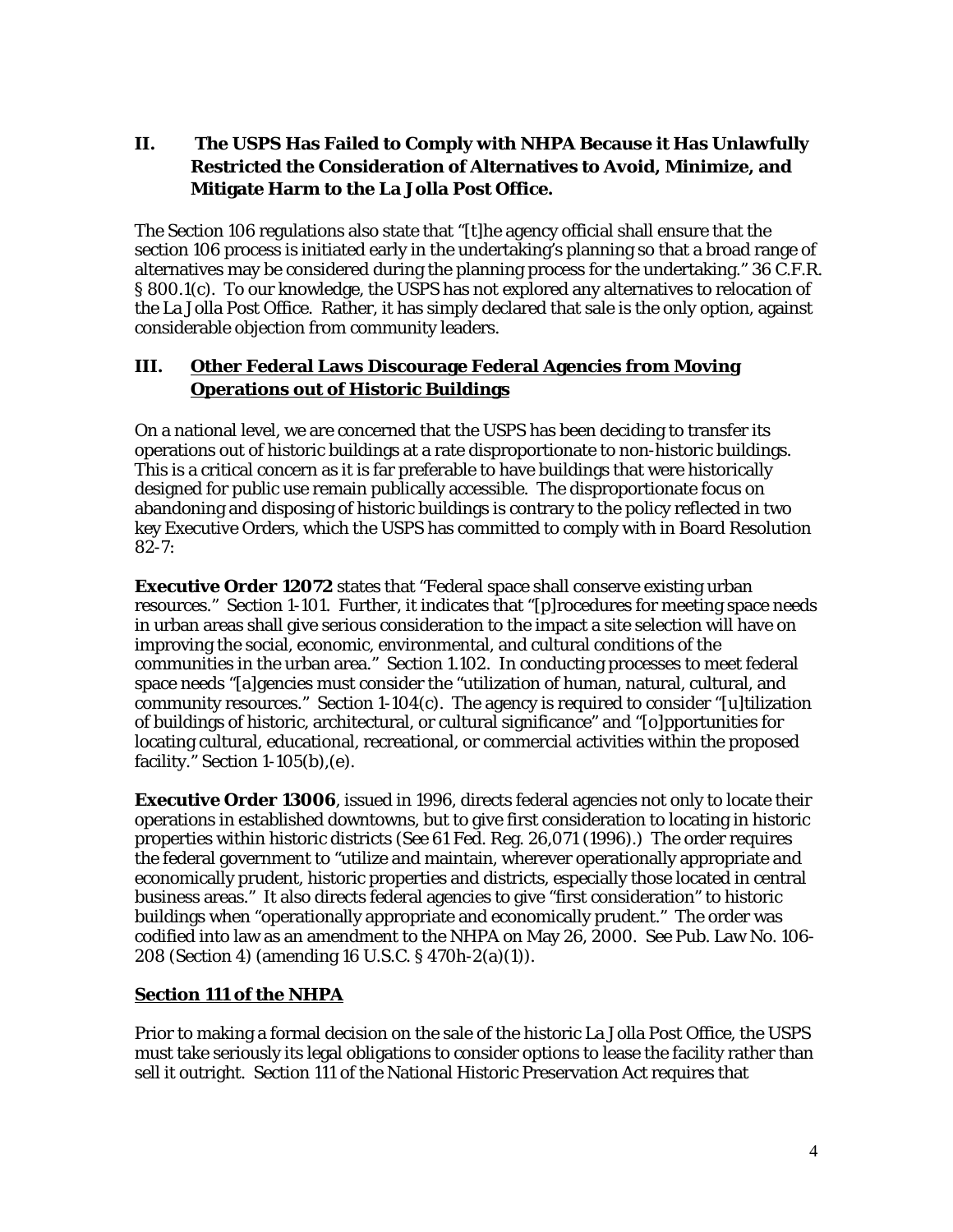## II. The USPS Has Failed to Comply with NHPA Because it Has Unlawfully Restricted the Consideration of Alternatives to Avoid, Minimize, and Mitigate Harm to the La Jolla Post Office.

The Section 106 regulations also state that "[t]he agency official shall ensure that the section 106 process is initiated early in the undertaking's planning so that a broad range of alternatives may be considered during the planning process for the undertaking." 36 C.F.R. § 800.1(c). To our knowledge, the USPS has not explored any alternatives to relocation of the La Jolla Post Office. Rather, it has simply declared that sale is the only option, against considerable objection from community leaders.

## III. <u>Other Federal Laws Discourage Federal Agencies from Moving Operations out of Historic Buildings</u>

On a national level, we are concerned that the USPS has been deciding to transfer its operations out of historic buildings at a rate disproportionate to non-historic buildings. This is a critical concern as it is far preferable to have buildings that were historically designed for public use remain publically accessible. The disproportionate focus on abandoning and disposing of historic buildings is contrary to the policy reflected in two key Executive Orders, which the USPS has committed to comply with in Board Resolution 82-7:

**Executive Order 12072** states that "Federal space shall conserve existing urban resources." Section 1-101. Further, it indicates that "[p]rocedures for meeting space needs in urban areas shall give serious consideration to the impact a site selection will have on improving the social, economic, environmental, and cultural conditions of the communities in the urban area." Section 1.102. In conducting processes to meet federal space needs "[a]gencies must consider the "utilization of human, natural, cultural, and community resources." Section 1-104(c). The agency is required to consider "[u]tilization of buildings of historic, architectural, or cultural significance" and "[o]pportunities for locating cultural, educational, recreational, or commercial activities within the proposed facility." Section 1-105(b),(e).

**Executive Order 13006**, issued in 1996, directs federal agencies not only to locate their operations in established downtowns, but to give first consideration to locating in historic properties within historic districts (See 61 Fed. Reg. 26,071 (1996).) The order requires the federal government to "utilize and maintain, wherever operationally appropriate and economically prudent, historic properties and districts, especially those located in central business areas." It also directs federal agencies to give "first consideration" to historic buildings when "operationally appropriate and economically prudent." The order was codified into law as an amendment to the NHPA on May 26, 2000. See Pub. Law No. 106-208 (Section 4) (amending 16 U.S.C. § 470h-2(a)(1)).

### <u>Section 111 of the NHPA</u>

Prior to making a formal decision on the sale of the historic La Jolla Post Office, the USPS must take seriously its legal obligations to consider options to lease the facility rather than sell it outright. Section 111 of the National Historic Preservation Act requires that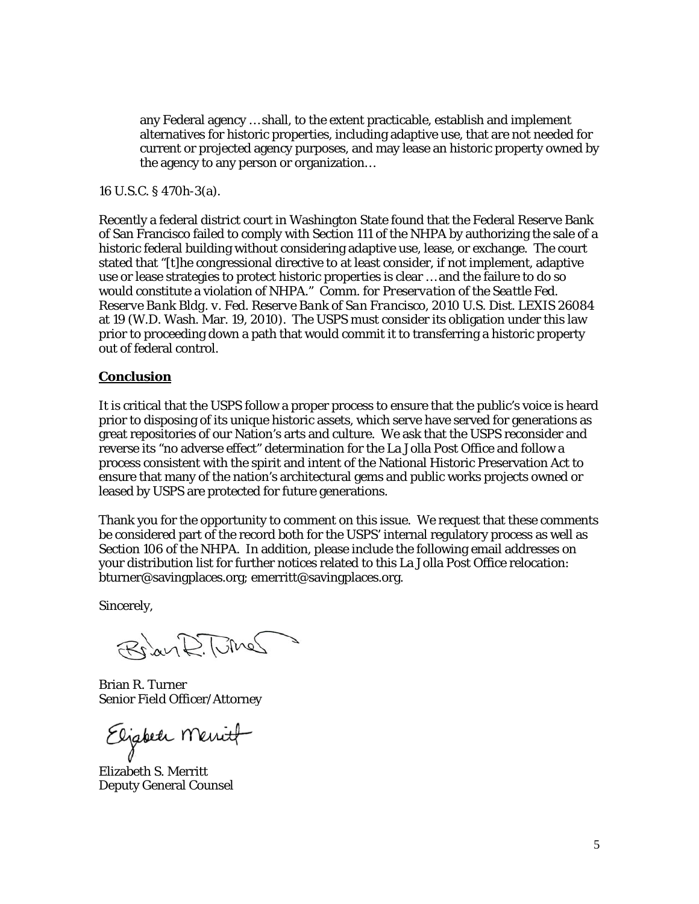> any Federal agency … shall, to the extent practicable, establish and implement alternatives for historic properties, including adaptive use, that are not needed for current or projected agency purposes, and may lease an historic property owned by the agency to any person or organization…

16 U.S.C. § 470h-3(a).

Recently a federal district court in Washington State found that the Federal Reserve Bank of San Francisco failed to comply with Section 111 of the NHPA by authorizing the sale of a historic federal building without considering adaptive use, lease, or exchange. The court stated that "[t]he congressional directive to at least consider, if not implement, adaptive use or lease strategies to protect historic properties is clear … and the failure to do so would constitute a violation of NHPA." *Comm. for Preservation of the Seattle Fed. Reserve Bank Bldg. v. Fed. Reserve Bank of San Francisco*, 2010 U.S. Dist. LEXIS 26084 at 19 (W.D. Wash. Mar. 19, 2010). The USPS must consider its obligation under this law prior to proceeding down a path that would commit it to transferring a historic property out of federal control.

## Conclusion

It is critical that the USPS follow a proper process to ensure that the public's voice is heard prior to disposing of its unique historic assets, which serve have served for generations as great repositories of our Nation's arts and culture. We ask that the USPS reconsider and reverse its "no adverse effect" determination for the La Jolla Post Office and follow a process consistent with the spirit and intent of the National Historic Preservation Act to ensure that many of the nation's architectural gems and public works projects owned or leased by USPS are protected for future generations.

Thank you for the opportunity to comment on this issue. We request that these comments be considered part of the record both for the USPS' internal regulatory process as well as Section 106 of the NHPA. In addition, please include the following email addresses on your distribution list for further notices related to this La Jolla Post Office relocation: bturner@savingplaces.org; emerritt@savingplaces.org.

Sincerely,

Brian R. Turner
Senior Field Officer/Attorney

Elizabeth S. Merritt
Deputy General Counsel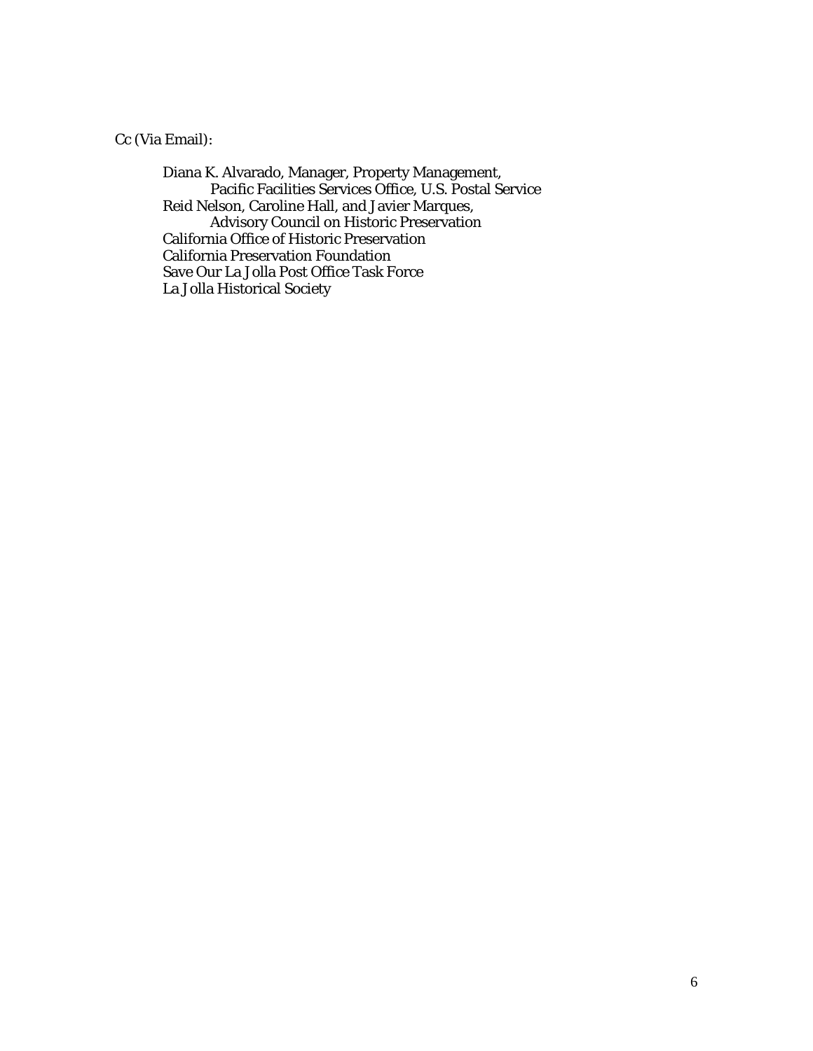Cc (Via Email):

Diana K. Alvarado, Manager, Property Management,
    Pacific Facilities Services Office, U.S. Postal Service
Reid Nelson, Caroline Hall, and Javier Marques,
    Advisory Council on Historic Preservation
California Office of Historic Preservation
California Preservation Foundation
Save Our La Jolla Post Office Task Force
La Jolla Historical Society